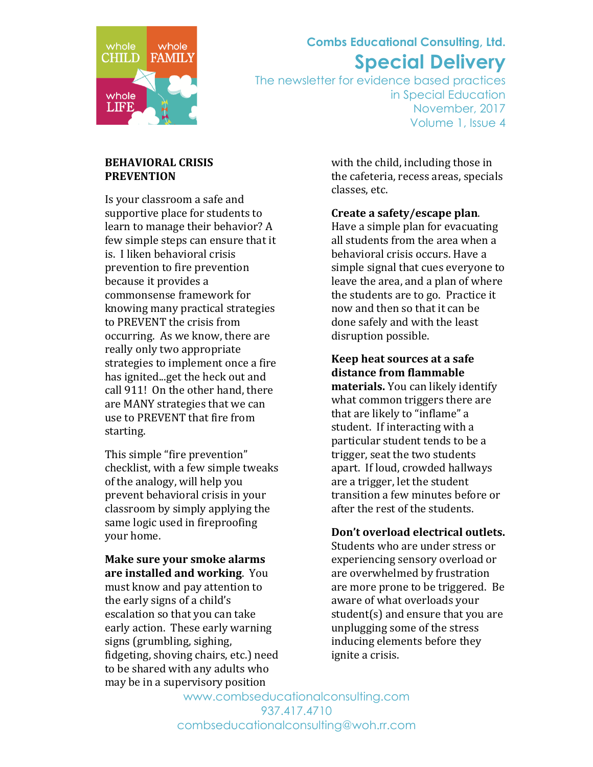Combs Educational Consulting, Ltd.

# Special Delivery

The newsletter for evidence based practices in Special Education

November, 2017

Volume 1, Issue 4

## BEHAVIORAL CRISIS PREVENTION

Is your classroom a safe and supportive place for students to learn to manage their behavior? A few simple steps can ensure that it is. I liken behavioral crisis prevention to fire prevention because it provides a commonsense framework for knowing many practical strategies to PREVENT the crisis from occurring. As we know, there are really only two appropriate strategies to implement once a fire has ignited...get the heck out and call 911! On the other hand, there are MANY strategies that we can use to PREVENT that fire from starting.

This simple "fire prevention" checklist, with a few simple tweaks of the analogy, will help you prevent behavioral crisis in your classroom by simply applying the same logic used in fireproofing your home.

**Make sure your smoke alarms are installed and working**. You must know and pay attention to the early signs of a child's escalation so that you can take early action. These early warning signs (grumbling, sighing, fidgeting, shoving chairs, etc.) need to be shared with any adults who may be in a supervisory position with the child, including those in the cafeteria, recess areas, specials classes, etc.

**Create a safety/escape plan**. Have a simple plan for evacuating all students from the area when a behavioral crisis occurs. Have a simple signal that cues everyone to leave the area, and a plan of where the students are to go. Practice it now and then so that it can be done safely and with the least disruption possible.

**Keep heat sources at a safe distance from flammable materials.** You can likely identify what common triggers there are that are likely to "inflame" a student. If interacting with a particular student tends to be a trigger, seat the two students apart. If loud, crowded hallways are a trigger, let the student transition a few minutes before or after the rest of the students.

**Don't overload electrical outlets.** Students who are under stress or experiencing sensory overload or are overwhelmed by frustration are more prone to be triggered. Be aware of what overloads your student(s) and ensure that you are unplugging some of the stress inducing elements before they ignite a crisis.

www.combseducationalconsulting.com
937.417.4710
combseducationalconsulting@woh.rr.com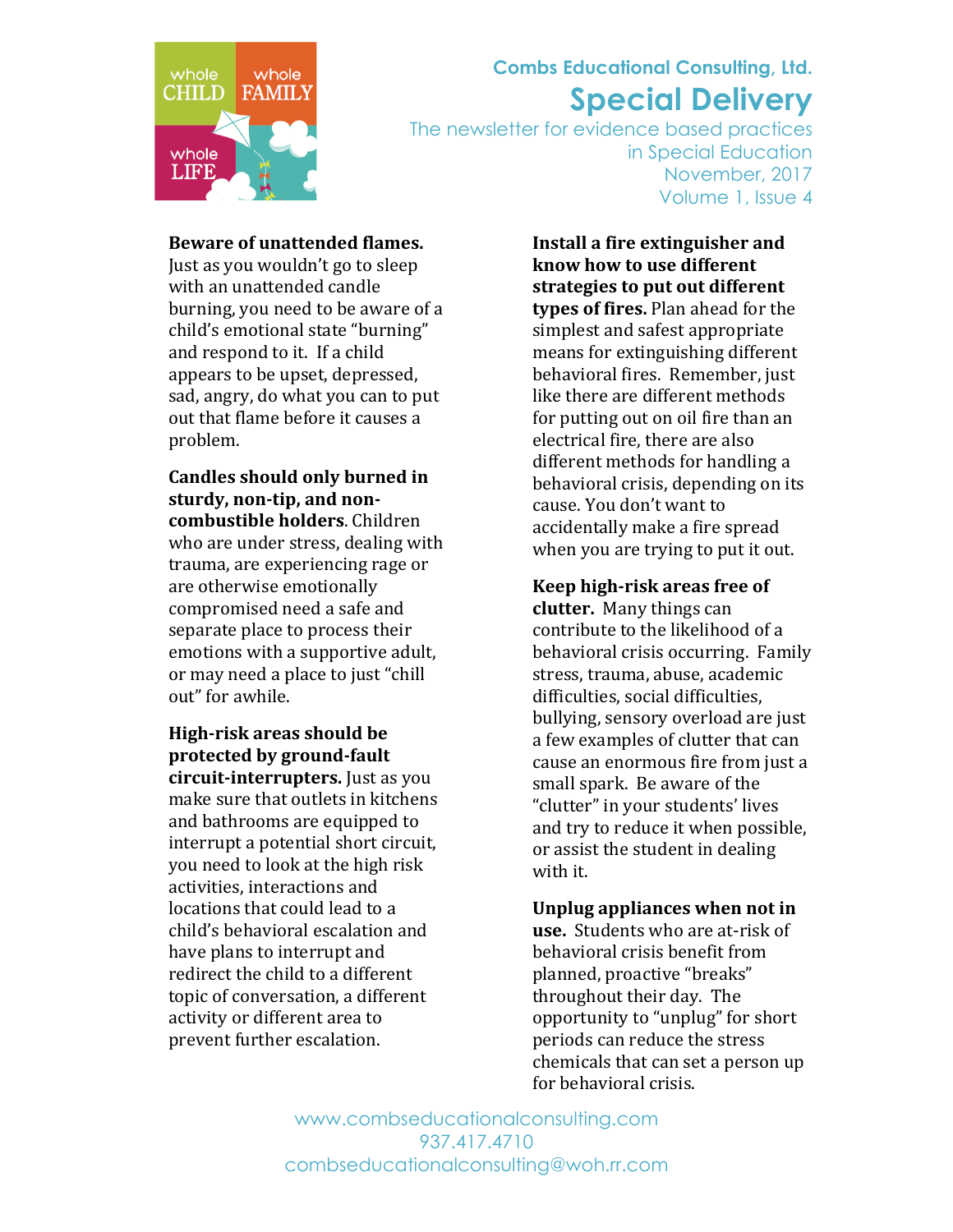**Beware of unattended flames.** Just as you wouldn't go to sleep with an unattended candle burning, you need to be aware of a child's emotional state "burning" and respond to it. If a child appears to be upset, depressed, sad, angry, do what you can to put out that flame before it causes a problem.

**Candles should only burned in sturdy, non-tip, and non-combustible holders**. Children who are under stress, dealing with trauma, are experiencing rage or are otherwise emotionally compromised need a safe and separate place to process their emotions with a supportive adult, or may need a place to just "chill out" for awhile.

**High-risk areas should be protected by ground-fault circuit-interrupters.** Just as you make sure that outlets in kitchens and bathrooms are equipped to interrupt a potential short circuit, you need to look at the high risk activities, interactions and locations that could lead to a child's behavioral escalation and have plans to interrupt and redirect the child to a different topic of conversation, a different activity or different area to prevent further escalation.

**Install a fire extinguisher and know how to use different strategies to put out different types of fires.** Plan ahead for the simplest and safest appropriate means for extinguishing different behavioral fires. Remember, just like there are different methods for putting out on oil fire than an electrical fire, there are also different methods for handling a behavioral crisis, depending on its cause. You don't want to accidentally make a fire spread when you are trying to put it out.

**Keep high-risk areas free of clutter.** Many things can contribute to the likelihood of a behavioral crisis occurring. Family stress, trauma, abuse, academic difficulties, social difficulties, bullying, sensory overload are just a few examples of clutter that can cause an enormous fire from just a small spark. Be aware of the "clutter" in your students' lives and try to reduce it when possible, or assist the student in dealing with it.

**Unplug appliances when not in use.** Students who are at-risk of behavioral crisis benefit from planned, proactive "breaks" throughout their day. The opportunity to "unplug" for short periods can reduce the stress chemicals that can set a person up for behavioral crisis.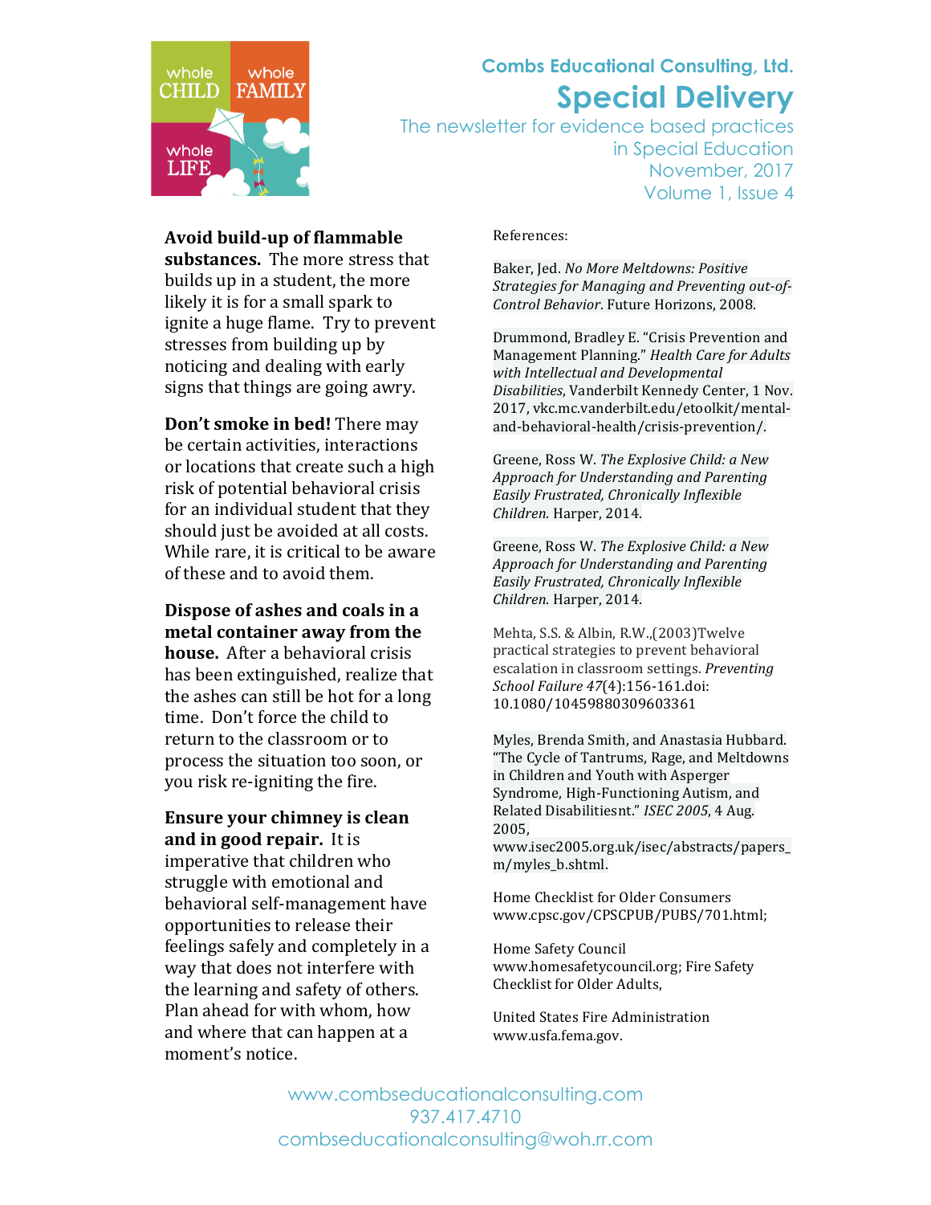Avoid build-up of flammable substances. The more stress that builds up in a student, the more likely it is for a small spark to ignite a huge flame. Try to prevent stresses from building up by noticing and dealing with early signs that things are going awry.

**Don't smoke in bed!** There may be certain activities, interactions or locations that create such a high risk of potential behavioral crisis for an individual student that they should just be avoided at all costs. While rare, it is critical to be aware of these and to avoid them.

**Dispose of ashes and coals in a metal container away from the house.** After a behavioral crisis has been extinguished, realize that the ashes can still be hot for a long time. Don't force the child to return to the classroom or to process the situation too soon, or you risk re-igniting the fire.

**Ensure your chimney is clean and in good repair.** It is imperative that children who struggle with emotional and behavioral self-management have opportunities to release their feelings safely and completely in a way that does not interfere with the learning and safety of others. Plan ahead for with whom, how and where that can happen at a moment's notice.

References:

Baker, Jed. *No More Meltdowns: Positive Strategies for Managing and Preventing out-of-Control Behavior*. Future Horizons, 2008.

Drummond, Bradley E. "Crisis Prevention and Management Planning." *Health Care for Adults with Intellectual and Developmental Disabilities*, Vanderbilt Kennedy Center, 1 Nov. 2017, vkc.mc.vanderbilt.edu/etoolkit/mental-and-behavioral-health/crisis-prevention/.

Greene, Ross W. *The Explosive Child: a New Approach for Understanding and Parenting Easily Frustrated, Chronically Inflexible Children*. Harper, 2014.

Greene, Ross W. *The Explosive Child: a New Approach for Understanding and Parenting Easily Frustrated, Chronically Inflexible Children*. Harper, 2014.

Mehta, S.S. & Albin, R.W.,(2003)Twelve practical strategies to prevent behavioral escalation in classroom settings. *Preventing School Failure 47*(4):156-161.doi: 10.1080/10459880309603361

Myles, Brenda Smith, and Anastasia Hubbard. "The Cycle of Tantrums, Rage, and Meltdowns in Children and Youth with Asperger Syndrome, High-Functioning Autism, and Related Disabilitiesnt." *ISEC 2005*, 4 Aug. 2005, www.isec2005.org.uk/isec/abstracts/papers_m/myles_b.shtml.

Home Checklist for Older Consumers www.cpsc.gov/CPSCPUB/PUBS/701.html;

Home Safety Council www.homesafetycouncil.org; Fire Safety Checklist for Older Adults,

United States Fire Administration www.usfa.fema.gov.

www.combseducationalconsulting.com
937.417.4710
combseducationalconsulting@woh.rr.com